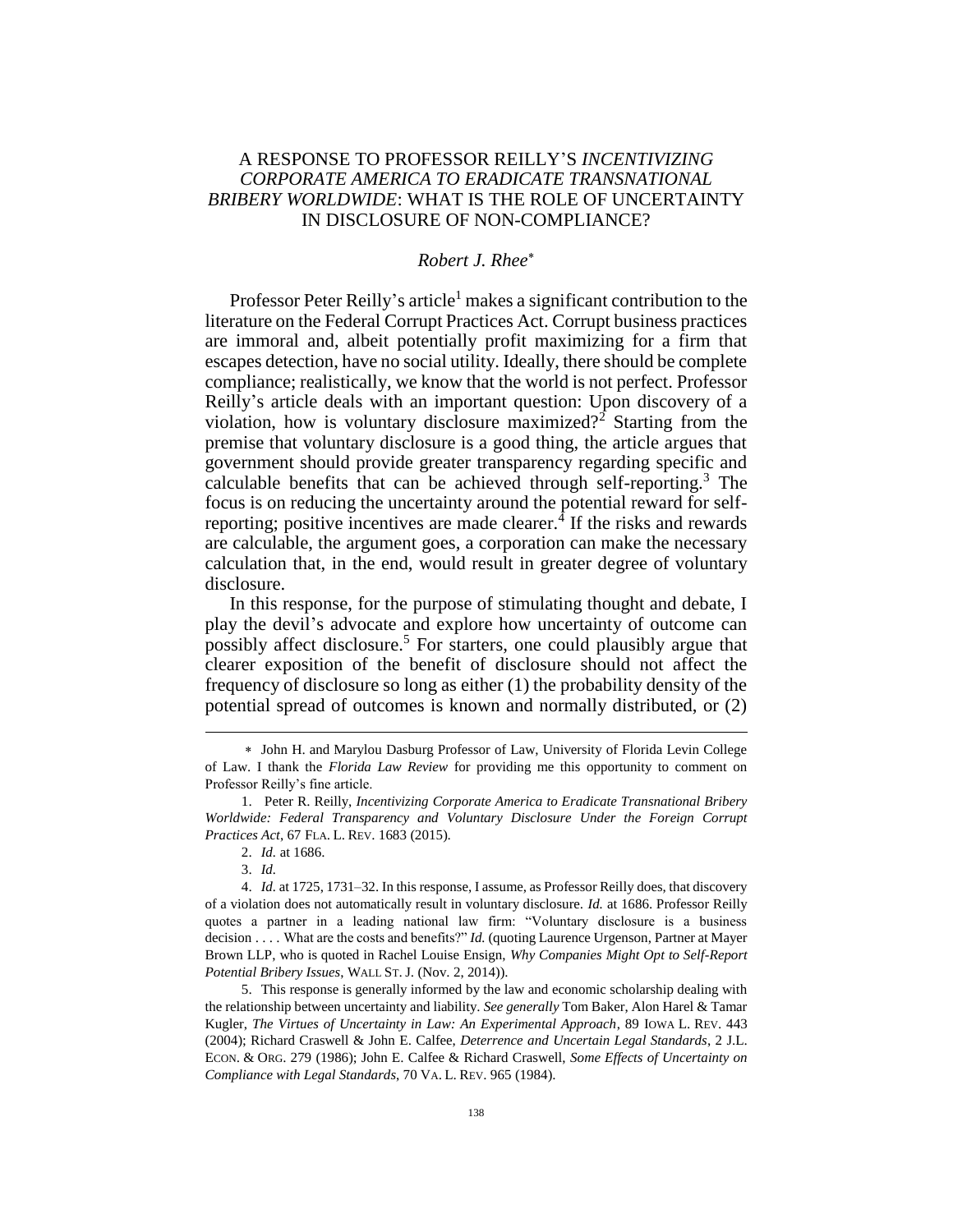# A RESPONSE TO PROFESSOR REILLY'S *INCENTIVIZING CORPORATE AMERICA TO ERADICATE TRANSNATIONAL BRIBERY WORLDWIDE*: WHAT IS THE ROLE OF UNCERTAINTY IN DISCLOSURE OF NON-COMPLIANCE?

*Robert J. Rhee*[*]

Professor Peter Reilly's article[1] makes a significant contribution to the literature on the Federal Corrupt Practices Act. Corrupt business practices are immoral and, albeit potentially profit maximizing for a firm that escapes detection, have no social utility. Ideally, there should be complete compliance; realistically, we know that the world is not perfect. Professor Reilly's article deals with an important question: Upon discovery of a violation, how is voluntary disclosure maximized?[2] Starting from the premise that voluntary disclosure is a good thing, the article argues that government should provide greater transparency regarding specific and calculable benefits that can be achieved through self-reporting.[3] The focus is on reducing the uncertainty around the potential reward for self-reporting; positive incentives are made clearer.[4] If the risks and rewards are calculable, the argument goes, a corporation can make the necessary calculation that, in the end, would result in greater degree of voluntary disclosure.

In this response, for the purpose of stimulating thought and debate, I play the devil's advocate and explore how uncertainty of outcome can possibly affect disclosure.[5] For starters, one could plausibly argue that clearer exposition of the benefit of disclosure should not affect the frequency of disclosure so long as either (1) the probability density of the potential spread of outcomes is known and normally distributed, or (2)

---

[*] John H. and Marylou Dasburg Professor of Law, University of Florida Levin College of Law. I thank the *Florida Law Review* for providing me this opportunity to comment on Professor Reilly's fine article.

1. Peter R. Reilly, *Incentivizing Corporate America to Eradicate Transnational Bribery Worldwide: Federal Transparency and Voluntary Disclosure Under the Foreign Corrupt Practices Act*, 67 FLA. L. REV. 1683 (2015).

2. *Id.* at 1686.

3. *Id.*

4. *Id.* at 1725, 1731–32. In this response, I assume, as Professor Reilly does, that discovery of a violation does not automatically result in voluntary disclosure. *Id.* at 1686. Professor Reilly quotes a partner in a leading national law firm: "Voluntary disclosure is a business decision . . . . What are the costs and benefits?" *Id.* (quoting Laurence Urgenson, Partner at Mayer Brown LLP, who is quoted in Rachel Louise Ensign, *Why Companies Might Opt to Self-Report Potential Bribery Issues*, WALL ST. J. (Nov. 2, 2014)).

5. This response is generally informed by the law and economic scholarship dealing with the relationship between uncertainty and liability. *See generally* Tom Baker, Alon Harel & Tamar Kugler, *The Virtues of Uncertainty in Law: An Experimental Approach*, 89 IOWA L. REV. 443 (2004); Richard Craswell & John E. Calfee, *Deterrence and Uncertain Legal Standards*, 2 J.L. ECON. & ORG. 279 (1986); John E. Calfee & Richard Craswell, *Some Effects of Uncertainty on Compliance with Legal Standards*, 70 VA. L. REV. 965 (1984).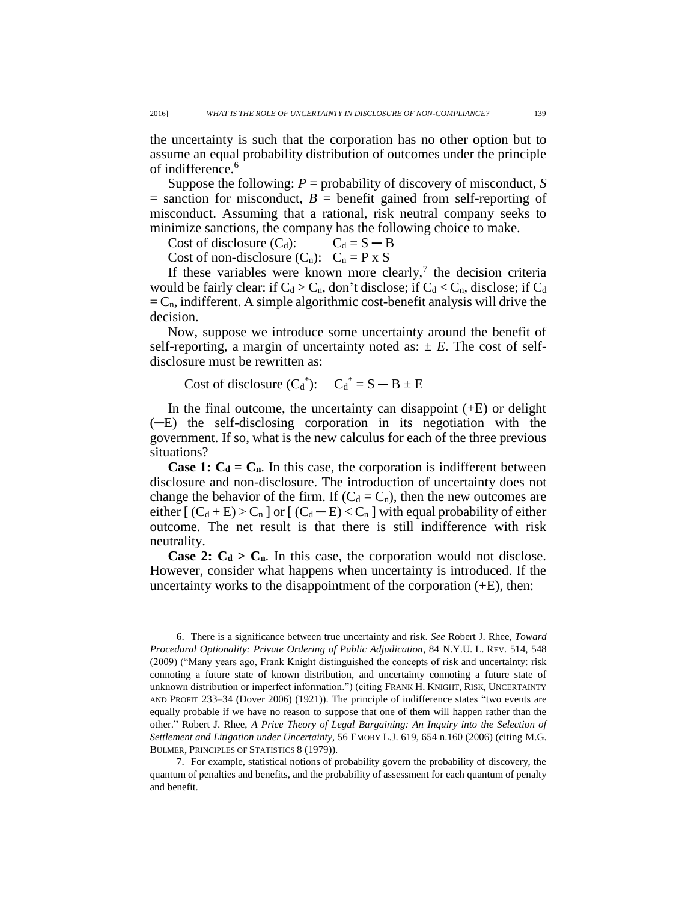the uncertainty is such that the corporation has no other option but to assume an equal probability distribution of outcomes under the principle of indifference.[6]

Suppose the following: $P$ = probability of discovery of misconduct, $S$ = sanction for misconduct, $B$ = benefit gained from self-reporting of misconduct. Assuming that a rational, risk neutral company seeks to minimize sanctions, the company has the following choice to make.

Cost of disclosure ($C_d$): $C_d = S - B$

Cost of non-disclosure ($C_n$): $C_n = P \times S$

If these variables were known more clearly,[7] the decision criteria would be fairly clear: if $C_d > C_n$, don't disclose; if $C_d < C_n$, disclose; if $C_d = C_n$, indifferent. A simple algorithmic cost-benefit analysis will drive the decision.

Now, suppose we introduce some uncertainty around the benefit of self-reporting, a margin of uncertainty noted as: $\pm E$. The cost of self-disclosure must be rewritten as:

Cost of disclosure ($C_d^*$): $C_d^* = S - B \pm E$

In the final outcome, the uncertainty can disappoint (+E) or delight (−E) the self-disclosing corporation in its negotiation with the government. If so, what is the new calculus for each of the three previous situations?

**Case 1: $C_d = C_n$.** In this case, the corporation is indifferent between disclosure and non-disclosure. The introduction of uncertainty does not change the behavior of the firm. If ($C_d = C_n$), then the new outcomes are either [ $(C_d + E) > C_n$ ] or [ $(C_d - E) < C_n$ ] with equal probability of either outcome. The net result is that there is still indifference with risk neutrality.

**Case 2: $C_d > C_n$.** In this case, the corporation would not disclose. However, consider what happens when uncertainty is introduced. If the uncertainty works to the disappointment of the corporation (+E), then:

---

6. There is a significance between true uncertainty and risk. *See* Robert J. Rhee, *Toward Procedural Optionality: Private Ordering of Public Adjudication*, 84 N.Y.U. L. REV. 514, 548 (2009) ("Many years ago, Frank Knight distinguished the concepts of risk and uncertainty: risk connoting a future state of known distribution, and uncertainty connoting a future state of unknown distribution or imperfect information.") (citing FRANK H. KNIGHT, RISK, UNCERTAINTY AND PROFIT 233–34 (Dover 2006) (1921)). The principle of indifference states "two events are equally probable if we have no reason to suppose that one of them will happen rather than the other." Robert J. Rhee, *A Price Theory of Legal Bargaining: An Inquiry into the Selection of Settlement and Litigation under Uncertainty*, 56 EMORY L.J. 619, 654 n.160 (2006) (citing M.G. BULMER, PRINCIPLES OF STATISTICS 8 (1979)).

7. For example, statistical notions of probability govern the probability of discovery, the quantum of penalties and benefits, and the probability of assessment for each quantum of penalty and benefit.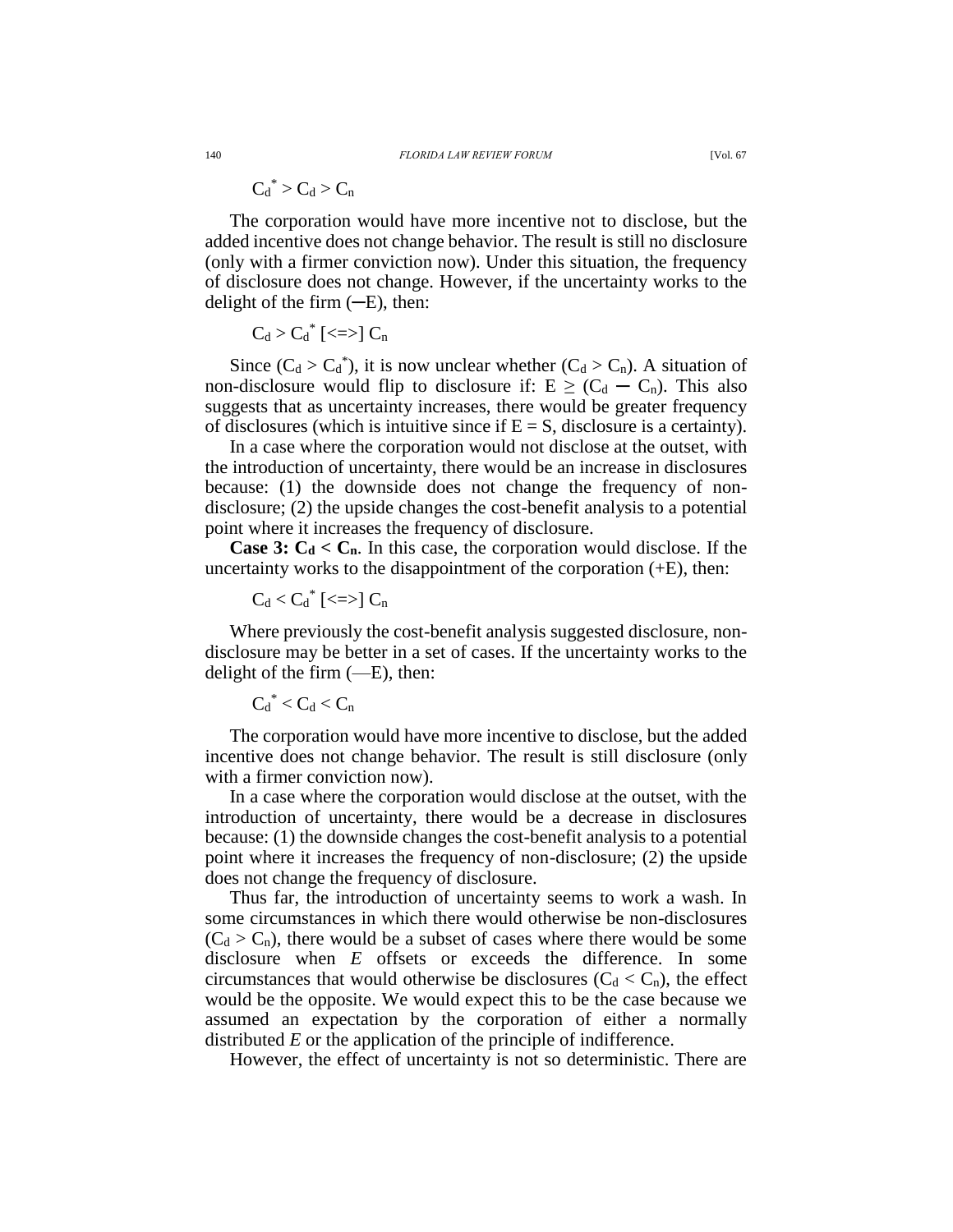$$C_d^* > C_d > C_n$$

The corporation would have more incentive not to disclose, but the added incentive does not change behavior. The result is still no disclosure (only with a firmer conviction now). Under this situation, the frequency of disclosure does not change. However, if the uncertainty works to the delight of the firm (─E), then:

$$C_d > C_d^* \ [<=>] \ C_n$$

Since ($C_d > C_d^*$), it is now unclear whether ($C_d > C_n$). A situation of non-disclosure would flip to disclosure if: $E \geq (C_d - C_n)$. This also suggests that as uncertainty increases, there would be greater frequency of disclosures (which is intuitive since if $E = S$, disclosure is a certainty).

In a case where the corporation would not disclose at the outset, with the introduction of uncertainty, there would be an increase in disclosures because: (1) the downside does not change the frequency of non-disclosure; (2) the upside changes the cost-benefit analysis to a potential point where it increases the frequency of disclosure.

**Case 3: $C_d < C_n$**. In this case, the corporation would disclose. If the uncertainty works to the disappointment of the corporation (+E), then:

$$C_d < C_d^* \ [<=>] \ C_n$$

Where previously the cost-benefit analysis suggested disclosure, non-disclosure may be better in a set of cases. If the uncertainty works to the delight of the firm (—E), then:

$$C_d^* < C_d < C_n$$

The corporation would have more incentive to disclose, but the added incentive does not change behavior. The result is still disclosure (only with a firmer conviction now).

In a case where the corporation would disclose at the outset, with the introduction of uncertainty, there would be a decrease in disclosures because: (1) the downside changes the cost-benefit analysis to a potential point where it increases the frequency of non-disclosure; (2) the upside does not change the frequency of disclosure.

Thus far, the introduction of uncertainty seems to work a wash. In some circumstances in which there would otherwise be non-disclosures ($C_d > C_n$), there would be a subset of cases where there would be some disclosure when *E* offsets or exceeds the difference. In some circumstances that would otherwise be disclosures ($C_d < C_n$), the effect would be the opposite. We would expect this to be the case because we assumed an expectation by the corporation of either a normally distributed *E* or the application of the principle of indifference.

However, the effect of uncertainty is not so deterministic. There are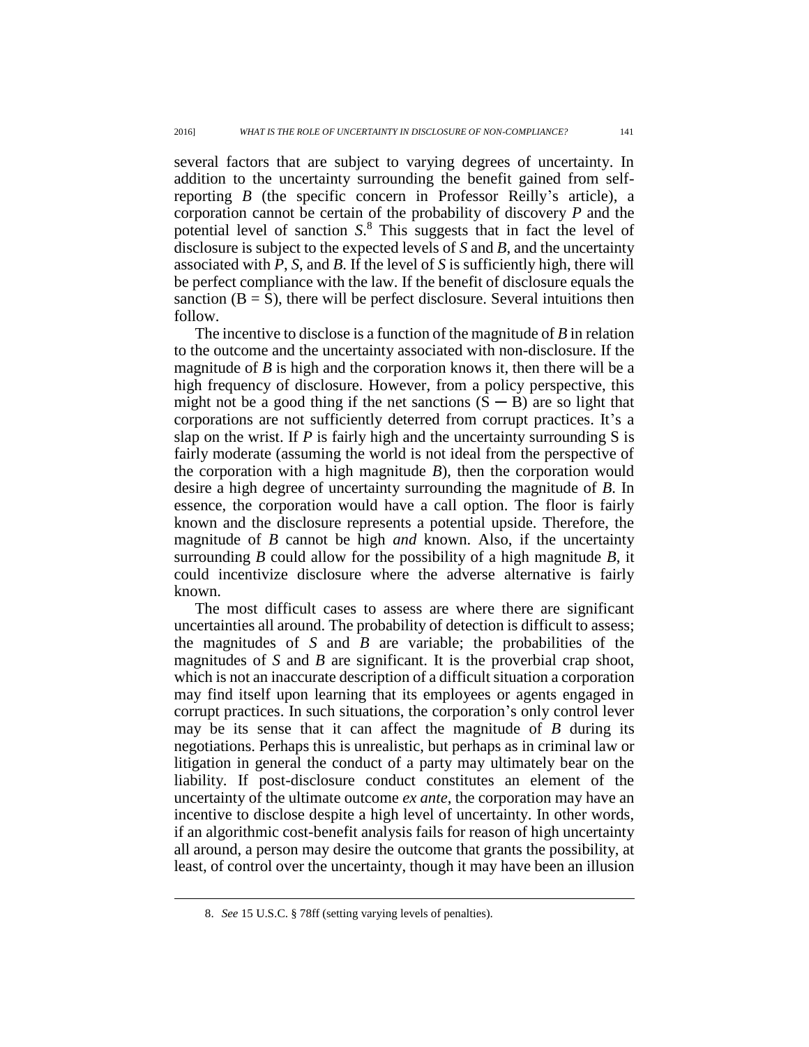several factors that are subject to varying degrees of uncertainty. In addition to the uncertainty surrounding the benefit gained from self-reporting *B* (the specific concern in Professor Reilly's article), a corporation cannot be certain of the probability of discovery *P* and the potential level of sanction *S*.[8] This suggests that in fact the level of disclosure is subject to the expected levels of *S* and *B*, and the uncertainty associated with *P*, *S*, and *B*. If the level of *S* is sufficiently high, there will be perfect compliance with the law. If the benefit of disclosure equals the sanction ($B = S$), there will be perfect disclosure. Several intuitions then follow.

The incentive to disclose is a function of the magnitude of *B* in relation to the outcome and the uncertainty associated with non-disclosure. If the magnitude of *B* is high and the corporation knows it, then there will be a high frequency of disclosure. However, from a policy perspective, this might not be a good thing if the net sanctions ($S - B$) are so light that corporations are not sufficiently deterred from corrupt practices. It's a slap on the wrist. If *P* is fairly high and the uncertainty surrounding S is fairly moderate (assuming the world is not ideal from the perspective of the corporation with a high magnitude *B*), then the corporation would desire a high degree of uncertainty surrounding the magnitude of *B*. In essence, the corporation would have a call option. The floor is fairly known and the disclosure represents a potential upside. Therefore, the magnitude of *B* cannot be high *and* known. Also, if the uncertainty surrounding *B* could allow for the possibility of a high magnitude *B*, it could incentivize disclosure where the adverse alternative is fairly known.

The most difficult cases to assess are where there are significant uncertainties all around. The probability of detection is difficult to assess; the magnitudes of *S* and *B* are variable; the probabilities of the magnitudes of *S* and *B* are significant. It is the proverbial crap shoot, which is not an inaccurate description of a difficult situation a corporation may find itself upon learning that its employees or agents engaged in corrupt practices. In such situations, the corporation's only control lever may be its sense that it can affect the magnitude of *B* during its negotiations. Perhaps this is unrealistic, but perhaps as in criminal law or litigation in general the conduct of a party may ultimately bear on the liability. If post-disclosure conduct constitutes an element of the uncertainty of the ultimate outcome *ex ante*, the corporation may have an incentive to disclose despite a high level of uncertainty. In other words, if an algorithmic cost-benefit analysis fails for reason of high uncertainty all around, a person may desire the outcome that grants the possibility, at least, of control over the uncertainty, though it may have been an illusion

8. *See* 15 U.S.C. § 78ff (setting varying levels of penalties).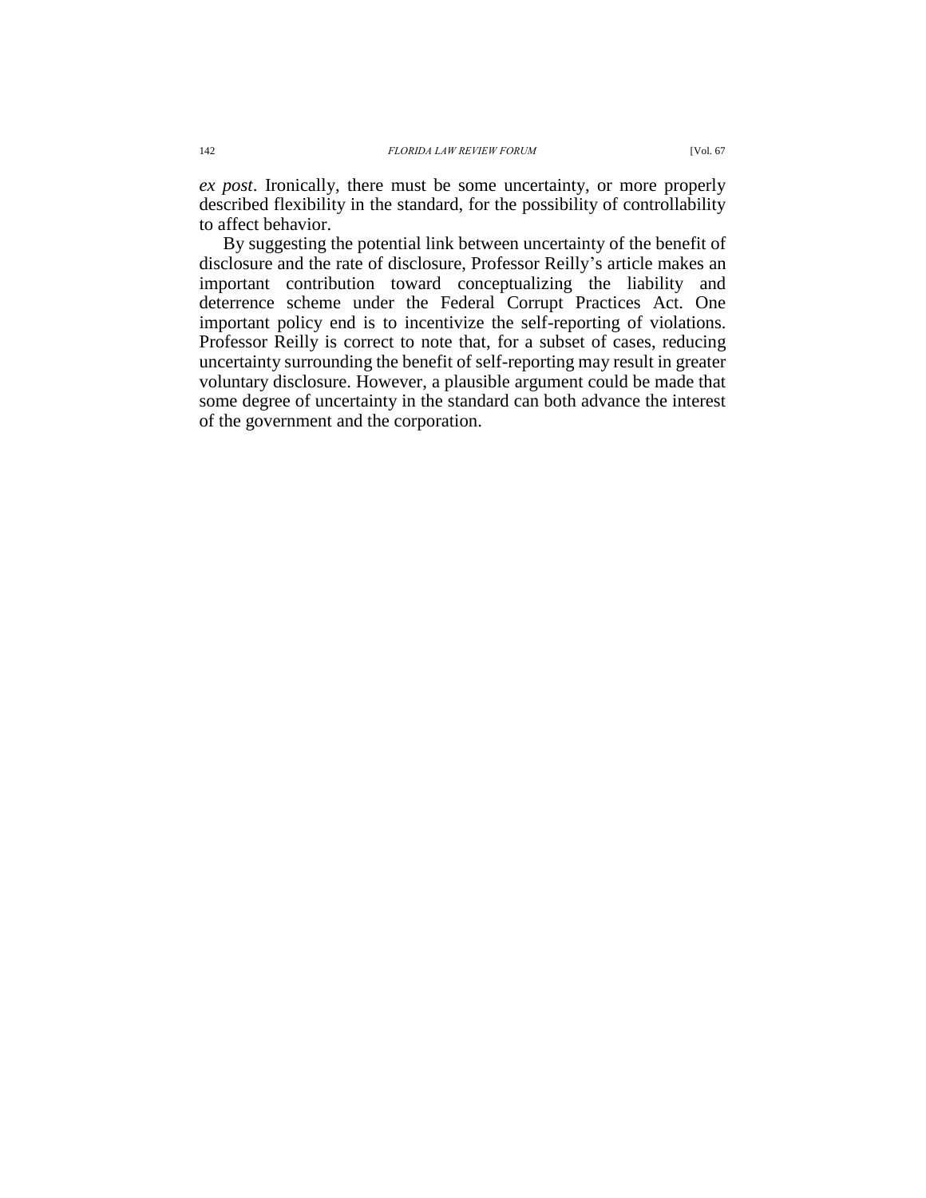*ex post*. Ironically, there must be some uncertainty, or more properly described flexibility in the standard, for the possibility of controllability to affect behavior.

By suggesting the potential link between uncertainty of the benefit of disclosure and the rate of disclosure, Professor Reilly's article makes an important contribution toward conceptualizing the liability and deterrence scheme under the Federal Corrupt Practices Act. One important policy end is to incentivize the self-reporting of violations. Professor Reilly is correct to note that, for a subset of cases, reducing uncertainty surrounding the benefit of self-reporting may result in greater voluntary disclosure. However, a plausible argument could be made that some degree of uncertainty in the standard can both advance the interest of the government and the corporation.